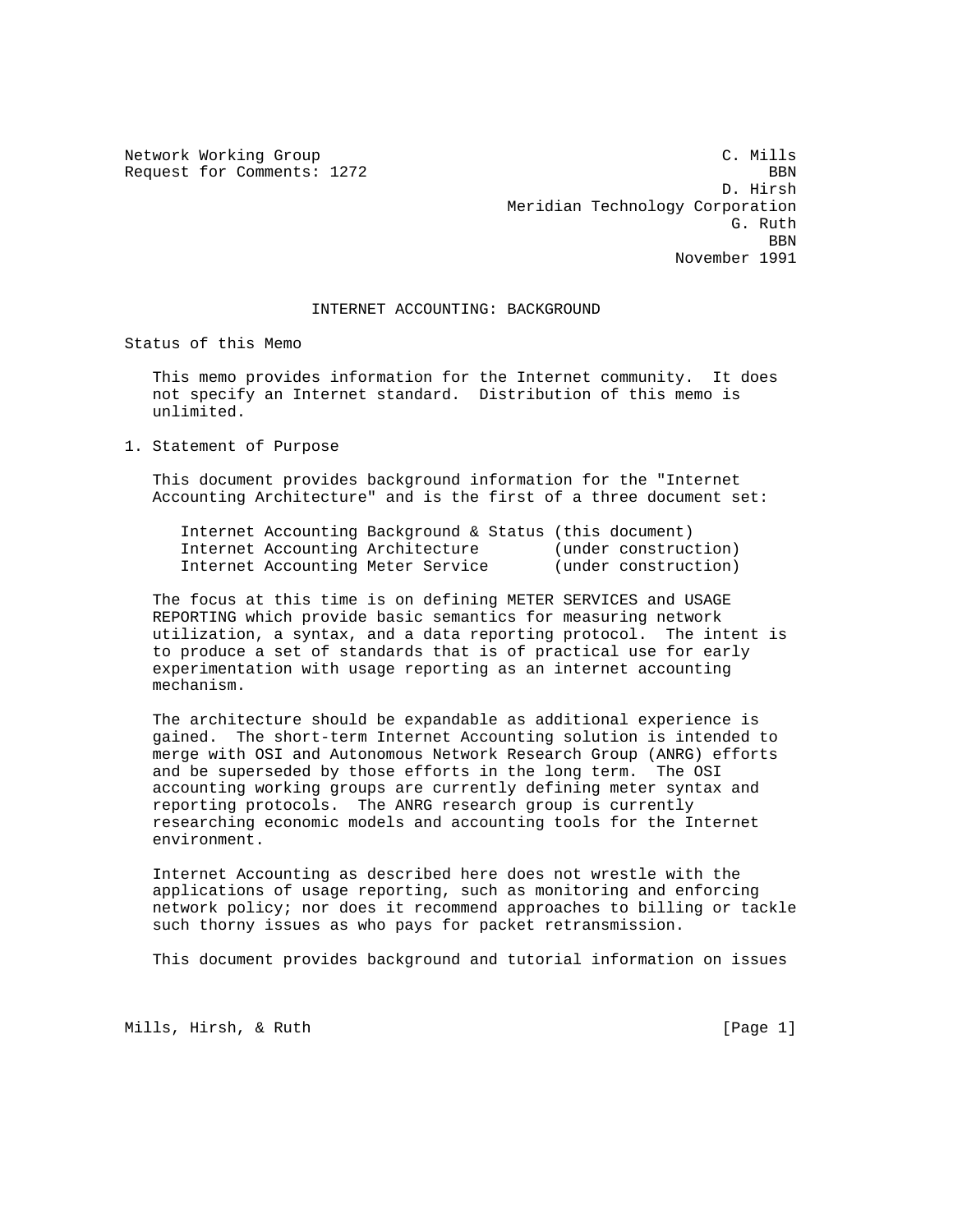Network Working Group  
Request for Comments: 1272

C. Mills  
BBN  
D. Hirsh  
Meridian Technology Corporation  
G. Ruth  
BBN  
November 1991

# INTERNET ACCOUNTING: BACKGROUND

## Status of this Memo

This memo provides information for the Internet community. It does not specify an Internet standard. Distribution of this memo is unlimited.

## 1. Statement of Purpose

This document provides background information for the "Internet Accounting Architecture" and is the first of a three document set:

```
Internet Accounting Background & Status (this document)
Internet Accounting Architecture        (under construction)
Internet Accounting Meter Service       (under construction)
```

The focus at this time is on defining METER SERVICES and USAGE REPORTING which provide basic semantics for measuring network utilization, a syntax, and a data reporting protocol. The intent is to produce a set of standards that is of practical use for early experimentation with usage reporting as an internet accounting mechanism.

The architecture should be expandable as additional experience is gained. The short-term Internet Accounting solution is intended to merge with OSI and Autonomous Network Research Group (ANRG) efforts and be superseded by those efforts in the long term. The OSI accounting working groups are currently defining meter syntax and reporting protocols. The ANRG research group is currently researching economic models and accounting tools for the Internet environment.

Internet Accounting as described here does not wrestle with the applications of usage reporting, such as monitoring and enforcing network policy; nor does it recommend approaches to billing or tackle such thorny issues as who pays for packet retransmission.

This document provides background and tutorial information on issues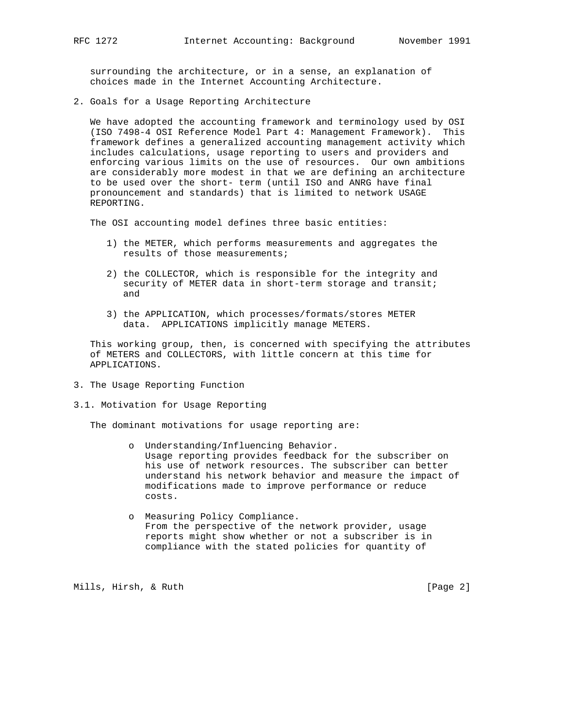surrounding the architecture, or in a sense, an explanation of choices made in the Internet Accounting Architecture.

## 2. Goals for a Usage Reporting Architecture

We have adopted the accounting framework and terminology used by OSI (ISO 7498-4 OSI Reference Model Part 4: Management Framework). This framework defines a generalized accounting management activity which includes calculations, usage reporting to users and providers and enforcing various limits on the use of resources. Our own ambitions are considerably more modest in that we are defining an architecture to be used over the short- term (until ISO and ANRG have final pronouncement and standards) that is limited to network USAGE REPORTING.

The OSI accounting model defines three basic entities:

1) the METER, which performs measurements and aggregates the results of those measurements;

2) the COLLECTOR, which is responsible for the integrity and security of METER data in short-term storage and transit; and

3) the APPLICATION, which processes/formats/stores METER data. APPLICATIONS implicitly manage METERS.

This working group, then, is concerned with specifying the attributes of METERS and COLLECTORS, with little concern at this time for APPLICATIONS.

## 3. The Usage Reporting Function

### 3.1. Motivation for Usage Reporting

The dominant motivations for usage reporting are:

- Understanding/Influencing Behavior.
  Usage reporting provides feedback for the subscriber on his use of network resources. The subscriber can better understand his network behavior and measure the impact of modifications made to improve performance or reduce costs.

- Measuring Policy Compliance.
  From the perspective of the network provider, usage reports might show whether or not a subscriber is in compliance with the stated policies for quantity of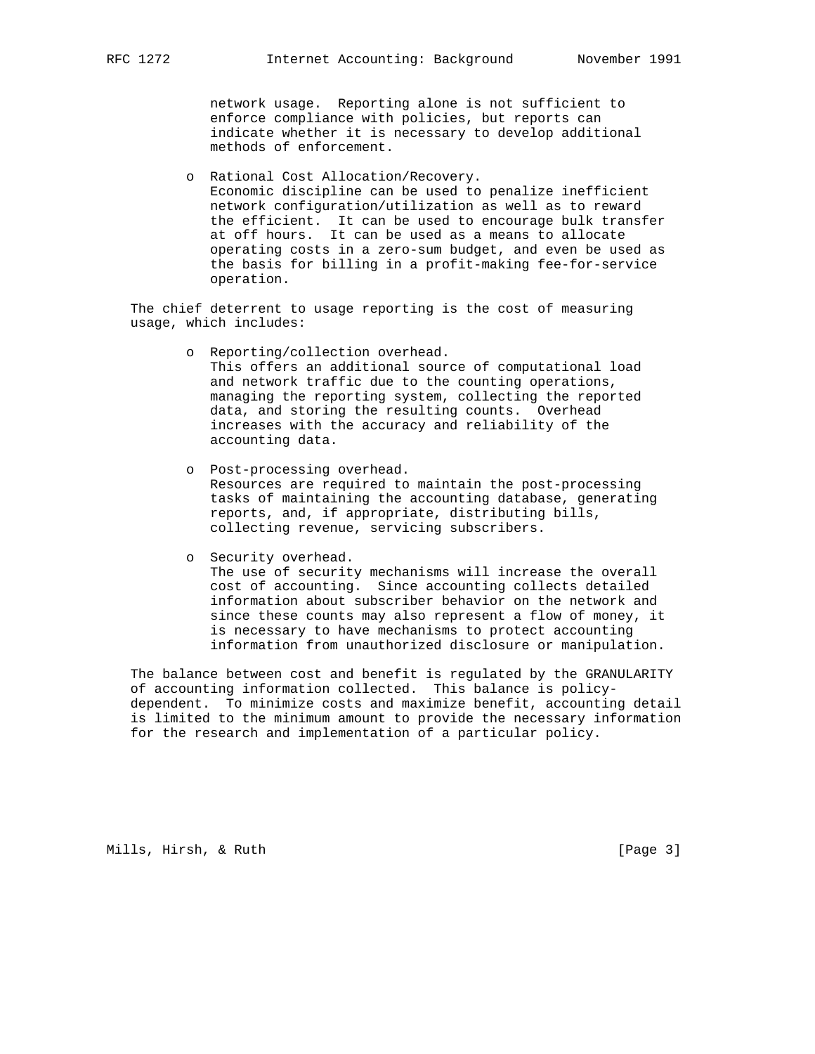network usage. Reporting alone is not sufficient to enforce compliance with policies, but reports can indicate whether it is necessary to develop additional methods of enforcement.

- Rational Cost Allocation/Recovery.
  Economic discipline can be used to penalize inefficient network configuration/utilization as well as to reward the efficient. It can be used to encourage bulk transfer at off hours. It can be used as a means to allocate operating costs in a zero-sum budget, and even be used as the basis for billing in a profit-making fee-for-service operation.

The chief deterrent to usage reporting is the cost of measuring usage, which includes:

- Reporting/collection overhead.
  This offers an additional source of computational load and network traffic due to the counting operations, managing the reporting system, collecting the reported data, and storing the resulting counts. Overhead increases with the accuracy and reliability of the accounting data.

- Post-processing overhead.
  Resources are required to maintain the post-processing tasks of maintaining the accounting database, generating reports, and, if appropriate, distributing bills, collecting revenue, servicing subscribers.

- Security overhead.
  The use of security mechanisms will increase the overall cost of accounting. Since accounting collects detailed information about subscriber behavior on the network and since these counts may also represent a flow of money, it is necessary to have mechanisms to protect accounting information from unauthorized disclosure or manipulation.

The balance between cost and benefit is regulated by the GRANULARITY of accounting information collected. This balance is policy-dependent. To minimize costs and maximize benefit, accounting detail is limited to the minimum amount to provide the necessary information for the research and implementation of a particular policy.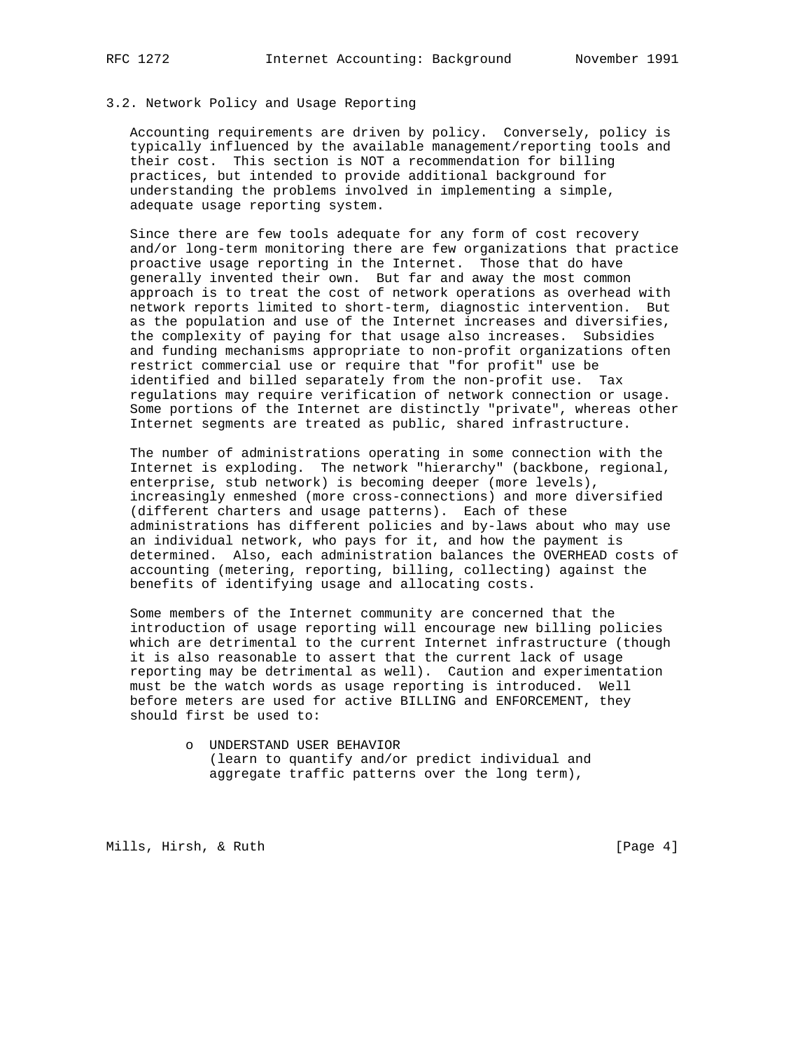### 3.2. Network Policy and Usage Reporting

Accounting requirements are driven by policy. Conversely, policy is typically influenced by the available management/reporting tools and their cost. This section is NOT a recommendation for billing practices, but intended to provide additional background for understanding the problems involved in implementing a simple, adequate usage reporting system.

Since there are few tools adequate for any form of cost recovery and/or long-term monitoring there are few organizations that practice proactive usage reporting in the Internet. Those that do have generally invented their own. But far and away the most common approach is to treat the cost of network operations as overhead with network reports limited to short-term, diagnostic intervention. But as the population and use of the Internet increases and diversifies, the complexity of paying for that usage also increases. Subsidies and funding mechanisms appropriate to non-profit organizations often restrict commercial use or require that "for profit" use be identified and billed separately from the non-profit use. Tax regulations may require verification of network connection or usage. Some portions of the Internet are distinctly "private", whereas other Internet segments are treated as public, shared infrastructure.

The number of administrations operating in some connection with the Internet is exploding. The network "hierarchy" (backbone, regional, enterprise, stub network) is becoming deeper (more levels), increasingly enmeshed (more cross-connections) and more diversified (different charters and usage patterns). Each of these administrations has different policies and by-laws about who may use an individual network, who pays for it, and how the payment is determined. Also, each administration balances the OVERHEAD costs of accounting (metering, reporting, billing, collecting) against the benefits of identifying usage and allocating costs.

Some members of the Internet community are concerned that the introduction of usage reporting will encourage new billing policies which are detrimental to the current Internet infrastructure (though it is also reasonable to assert that the current lack of usage reporting may be detrimental as well). Caution and experimentation must be the watch words as usage reporting is introduced. Well before meters are used for active BILLING and ENFORCEMENT, they should first be used to:

- UNDERSTAND USER BEHAVIOR
  (learn to quantify and/or predict individual and aggregate traffic patterns over the long term),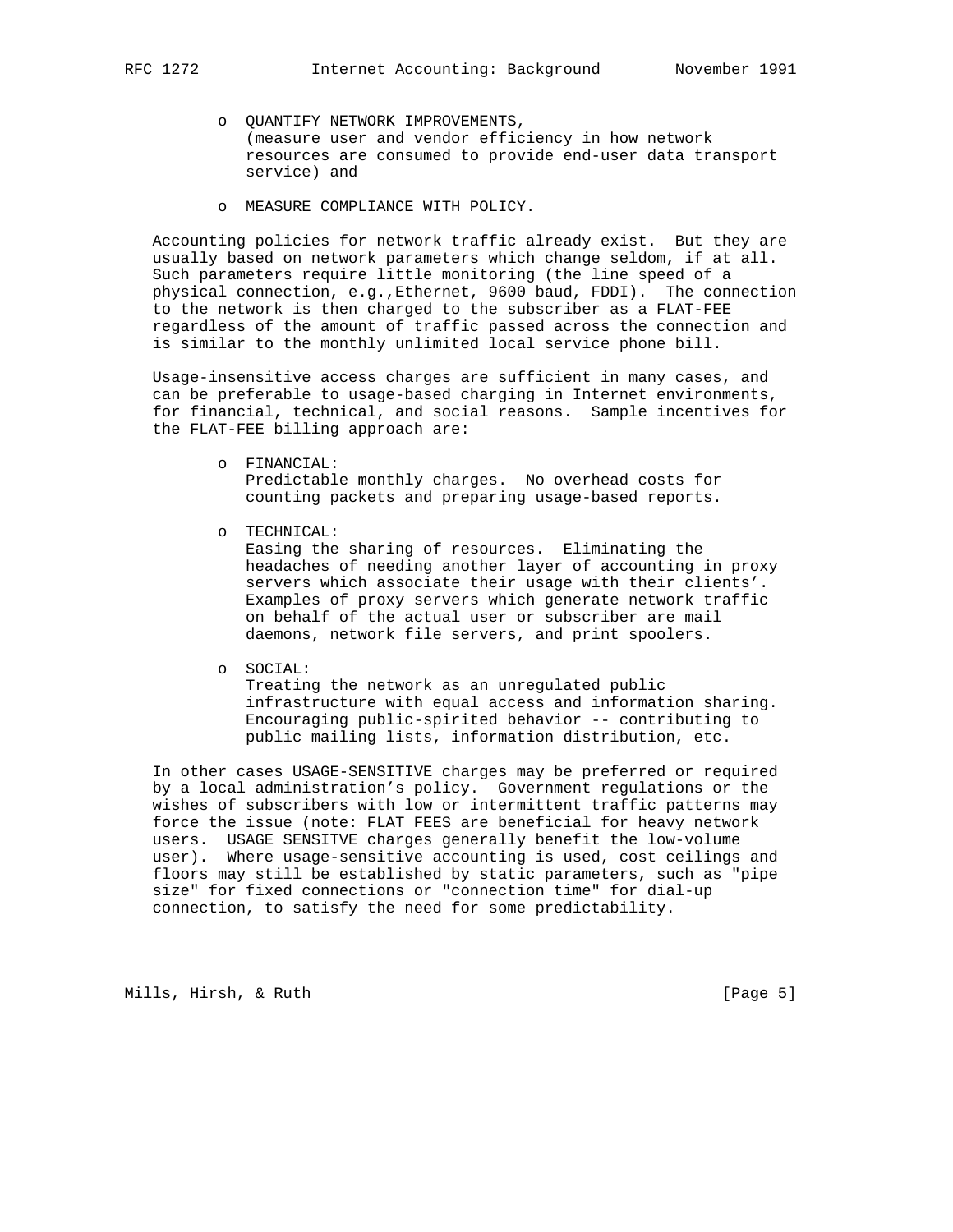- QUANTIFY NETWORK IMPROVEMENTS,
  (measure user and vendor efficiency in how network resources are consumed to provide end-user data transport service) and

- MEASURE COMPLIANCE WITH POLICY.

Accounting policies for network traffic already exist. But they are usually based on network parameters which change seldom, if at all. Such parameters require little monitoring (the line speed of a physical connection, e.g.,Ethernet, 9600 baud, FDDI). The connection to the network is then charged to the subscriber as a FLAT-FEE regardless of the amount of traffic passed across the connection and is similar to the monthly unlimited local service phone bill.

Usage-insensitive access charges are sufficient in many cases, and can be preferable to usage-based charging in Internet environments, for financial, technical, and social reasons. Sample incentives for the FLAT-FEE billing approach are:

- FINANCIAL:
  Predictable monthly charges. No overhead costs for counting packets and preparing usage-based reports.

- TECHNICAL:
  Easing the sharing of resources. Eliminating the headaches of needing another layer of accounting in proxy servers which associate their usage with their clients'. Examples of proxy servers which generate network traffic on behalf of the actual user or subscriber are mail daemons, network file servers, and print spoolers.

- SOCIAL:
  Treating the network as an unregulated public infrastructure with equal access and information sharing. Encouraging public-spirited behavior -- contributing to public mailing lists, information distribution, etc.

In other cases USAGE-SENSITIVE charges may be preferred or required by a local administration's policy. Government regulations or the wishes of subscribers with low or intermittent traffic patterns may force the issue (note: FLAT FEES are beneficial for heavy network users. USAGE SENSITVE charges generally benefit the low-volume user). Where usage-sensitive accounting is used, cost ceilings and floors may still be established by static parameters, such as "pipe size" for fixed connections or "connection time" for dial-up connection, to satisfy the need for some predictability.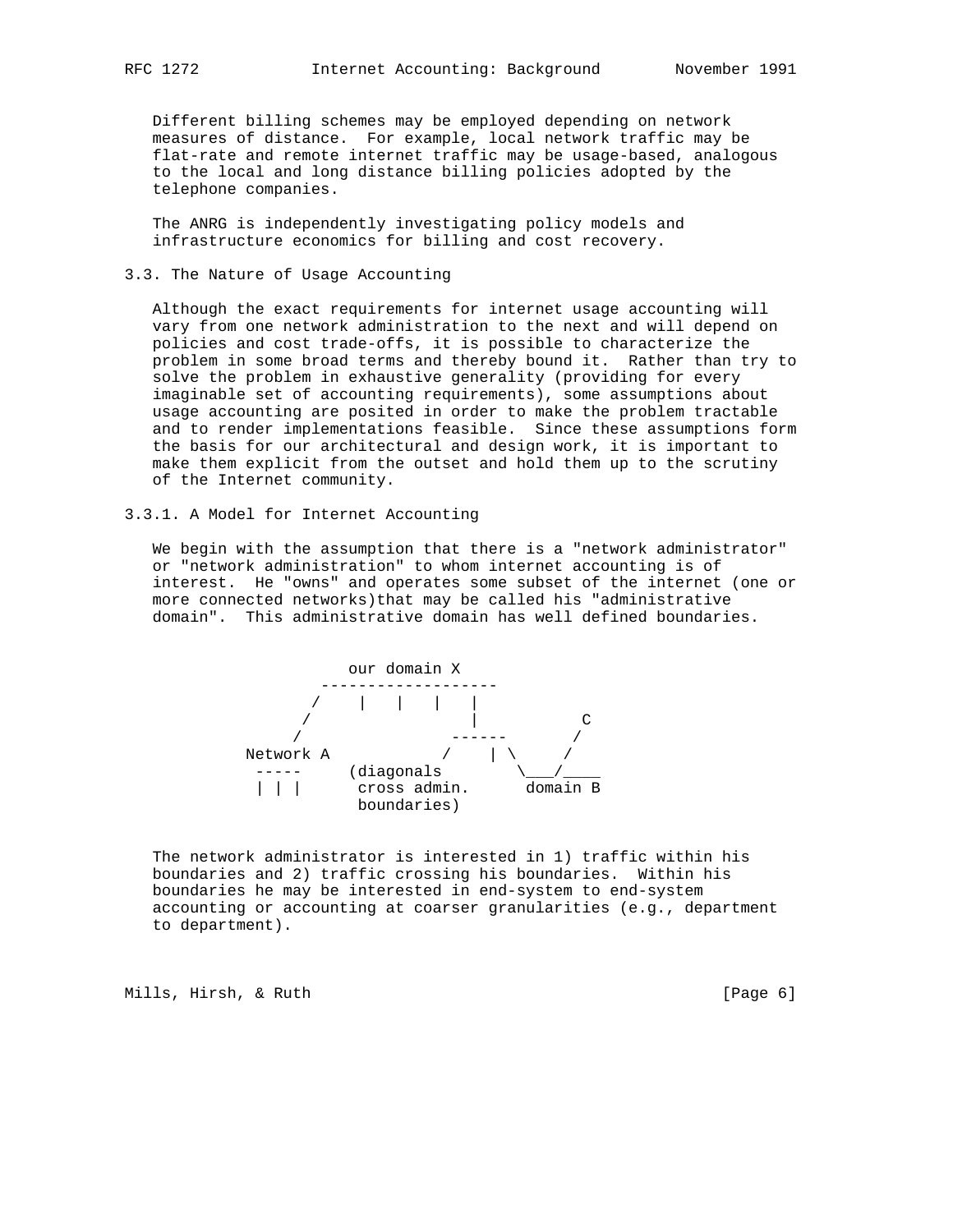Different billing schemes may be employed depending on network measures of distance. For example, local network traffic may be flat-rate and remote internet traffic may be usage-based, analogous to the local and long distance billing policies adopted by the telephone companies.

The ANRG is independently investigating policy models and infrastructure economics for billing and cost recovery.

### 3.3. The Nature of Usage Accounting

Although the exact requirements for internet usage accounting will vary from one network administration to the next and will depend on policies and cost trade-offs, it is possible to characterize the problem in some broad terms and thereby bound it. Rather than try to solve the problem in exhaustive generality (providing for every imaginable set of accounting requirements), some assumptions about usage accounting are posited in order to make the problem tractable and to render implementations feasible. Since these assumptions form the basis for our architectural and design work, it is important to make them explicit from the outset and hold them up to the scrutiny of the Internet community.

#### 3.3.1. A Model for Internet Accounting

We begin with the assumption that there is a "network administrator" or "network administration" to whom internet accounting is of interest. He "owns" and operates some subset of the internet (one or more connected networks)that may be called his "administrative domain". This administrative domain has well defined boundaries.

```
                   our domain X
                 -------------------
                /    |   |   |   |
               /                 |          C
              /               ------       /
         Network A           /    | \     /
          -----     (diagonals       \___/____
          | | |      cross admin.     domain B
                     boundaries)
```

The network administrator is interested in 1) traffic within his boundaries and 2) traffic crossing his boundaries. Within his boundaries he may be interested in end-system to end-system accounting or accounting at coarser granularities (e.g., department to department).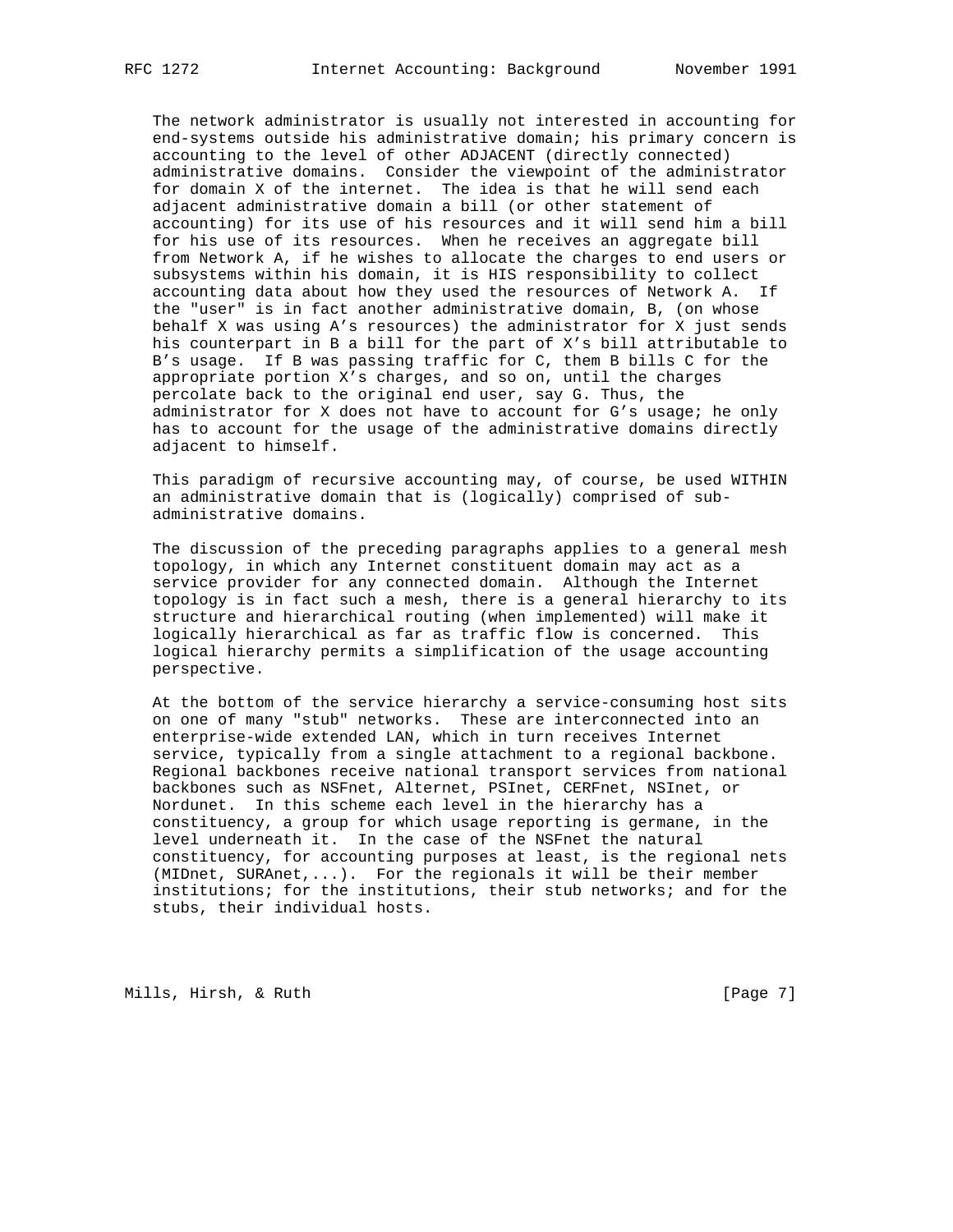The network administrator is usually not interested in accounting for end-systems outside his administrative domain; his primary concern is accounting to the level of other ADJACENT (directly connected) administrative domains. Consider the viewpoint of the administrator for domain X of the internet. The idea is that he will send each adjacent administrative domain a bill (or other statement of accounting) for its use of his resources and it will send him a bill for his use of its resources. When he receives an aggregate bill from Network A, if he wishes to allocate the charges to end users or subsystems within his domain, it is HIS responsibility to collect accounting data about how they used the resources of Network A. If the "user" is in fact another administrative domain, B, (on whose behalf X was using A's resources) the administrator for X just sends his counterpart in B a bill for the part of X's bill attributable to B's usage. If B was passing traffic for C, them B bills C for the appropriate portion X's charges, and so on, until the charges percolate back to the original end user, say G. Thus, the administrator for X does not have to account for G's usage; he only has to account for the usage of the administrative domains directly adjacent to himself.

This paradigm of recursive accounting may, of course, be used WITHIN an administrative domain that is (logically) comprised of sub-administrative domains.

The discussion of the preceding paragraphs applies to a general mesh topology, in which any Internet constituent domain may act as a service provider for any connected domain. Although the Internet topology is in fact such a mesh, there is a general hierarchy to its structure and hierarchical routing (when implemented) will make it logically hierarchical as far as traffic flow is concerned. This logical hierarchy permits a simplification of the usage accounting perspective.

At the bottom of the service hierarchy a service-consuming host sits on one of many "stub" networks. These are interconnected into an enterprise-wide extended LAN, which in turn receives Internet service, typically from a single attachment to a regional backbone. Regional backbones receive national transport services from national backbones such as NSFnet, Alternet, PSInet, CERFnet, NSInet, or Nordunet. In this scheme each level in the hierarchy has a constituency, a group for which usage reporting is germane, in the level underneath it. In the case of the NSFnet the natural constituency, for accounting purposes at least, is the regional nets (MIDnet, SURAnet,...). For the regionals it will be their member institutions; for the institutions, their stub networks; and for the stubs, their individual hosts.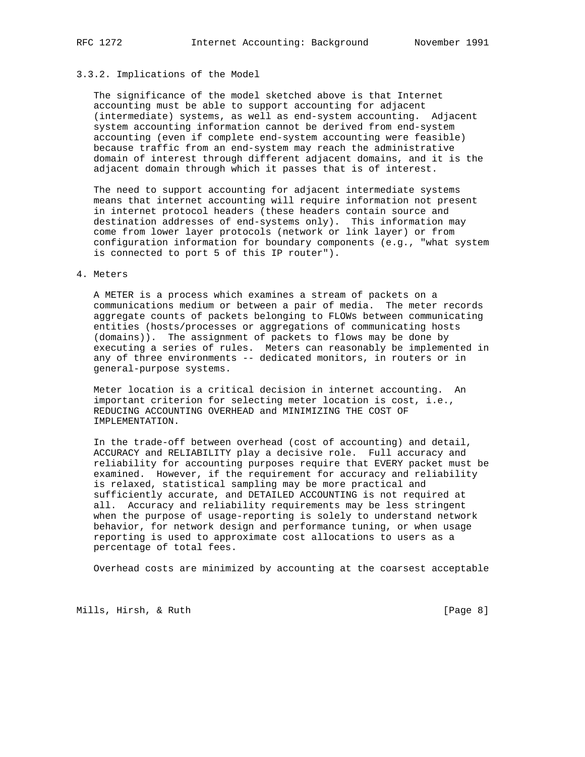### 3.3.2. Implications of the Model

The significance of the model sketched above is that Internet accounting must be able to support accounting for adjacent (intermediate) systems, as well as end-system accounting. Adjacent system accounting information cannot be derived from end-system accounting (even if complete end-system accounting were feasible) because traffic from an end-system may reach the administrative domain of interest through different adjacent domains, and it is the adjacent domain through which it passes that is of interest.

The need to support accounting for adjacent intermediate systems means that internet accounting will require information not present in internet protocol headers (these headers contain source and destination addresses of end-systems only). This information may come from lower layer protocols (network or link layer) or from configuration information for boundary components (e.g., "what system is connected to port 5 of this IP router").

## 4. Meters

A METER is a process which examines a stream of packets on a communications medium or between a pair of media. The meter records aggregate counts of packets belonging to FLOWs between communicating entities (hosts/processes or aggregations of communicating hosts (domains)). The assignment of packets to flows may be done by executing a series of rules. Meters can reasonably be implemented in any of three environments -- dedicated monitors, in routers or in general-purpose systems.

Meter location is a critical decision in internet accounting. An important criterion for selecting meter location is cost, i.e., REDUCING ACCOUNTING OVERHEAD and MINIMIZING THE COST OF IMPLEMENTATION.

In the trade-off between overhead (cost of accounting) and detail, ACCURACY and RELIABILITY play a decisive role. Full accuracy and reliability for accounting purposes require that EVERY packet must be examined. However, if the requirement for accuracy and reliability is relaxed, statistical sampling may be more practical and sufficiently accurate, and DETAILED ACCOUNTING is not required at all. Accuracy and reliability requirements may be less stringent when the purpose of usage-reporting is solely to understand network behavior, for network design and performance tuning, or when usage reporting is used to approximate cost allocations to users as a percentage of total fees.

Overhead costs are minimized by accounting at the coarsest acceptable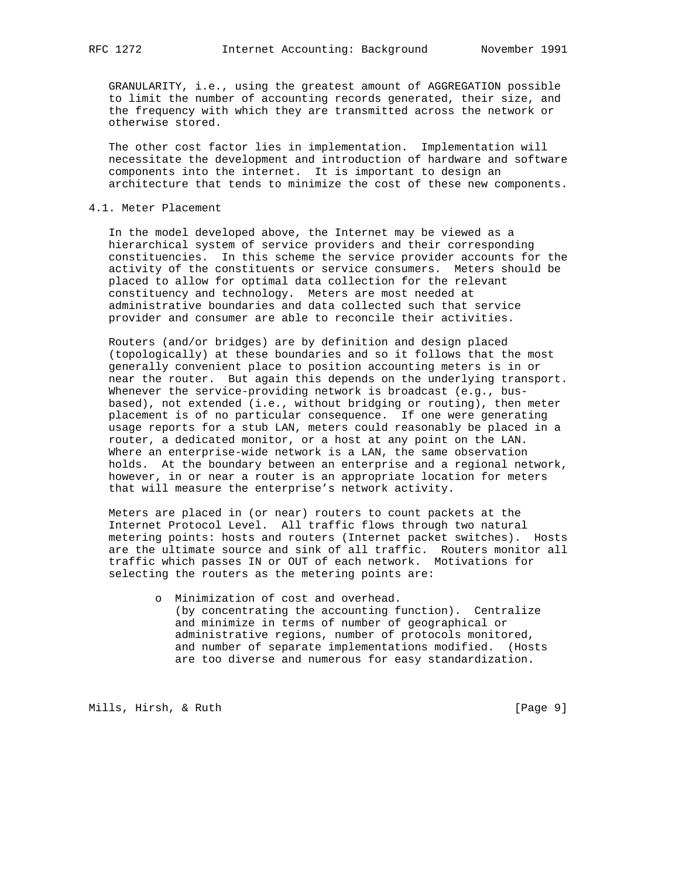GRANULARITY, i.e., using the greatest amount of AGGREGATION possible to limit the number of accounting records generated, their size, and the frequency with which they are transmitted across the network or otherwise stored.

The other cost factor lies in implementation. Implementation will necessitate the development and introduction of hardware and software components into the internet. It is important to design an architecture that tends to minimize the cost of these new components.

## 4.1. Meter Placement

In the model developed above, the Internet may be viewed as a hierarchical system of service providers and their corresponding constituencies. In this scheme the service provider accounts for the activity of the constituents or service consumers. Meters should be placed to allow for optimal data collection for the relevant constituency and technology. Meters are most needed at administrative boundaries and data collected such that service provider and consumer are able to reconcile their activities.

Routers (and/or bridges) are by definition and design placed (topologically) at these boundaries and so it follows that the most generally convenient place to position accounting meters is in or near the router. But again this depends on the underlying transport. Whenever the service-providing network is broadcast (e.g., bus-based), not extended (i.e., without bridging or routing), then meter placement is of no particular consequence. If one were generating usage reports for a stub LAN, meters could reasonably be placed in a router, a dedicated monitor, or a host at any point on the LAN. Where an enterprise-wide network is a LAN, the same observation holds. At the boundary between an enterprise and a regional network, however, in or near a router is an appropriate location for meters that will measure the enterprise's network activity.

Meters are placed in (or near) routers to count packets at the Internet Protocol Level. All traffic flows through two natural metering points: hosts and routers (Internet packet switches). Hosts are the ultimate source and sink of all traffic. Routers monitor all traffic which passes IN or OUT of each network. Motivations for selecting the routers as the metering points are:

- Minimization of cost and overhead. (by concentrating the accounting function). Centralize and minimize in terms of number of geographical or administrative regions, number of protocols monitored, and number of separate implementations modified. (Hosts are too diverse and numerous for easy standardization.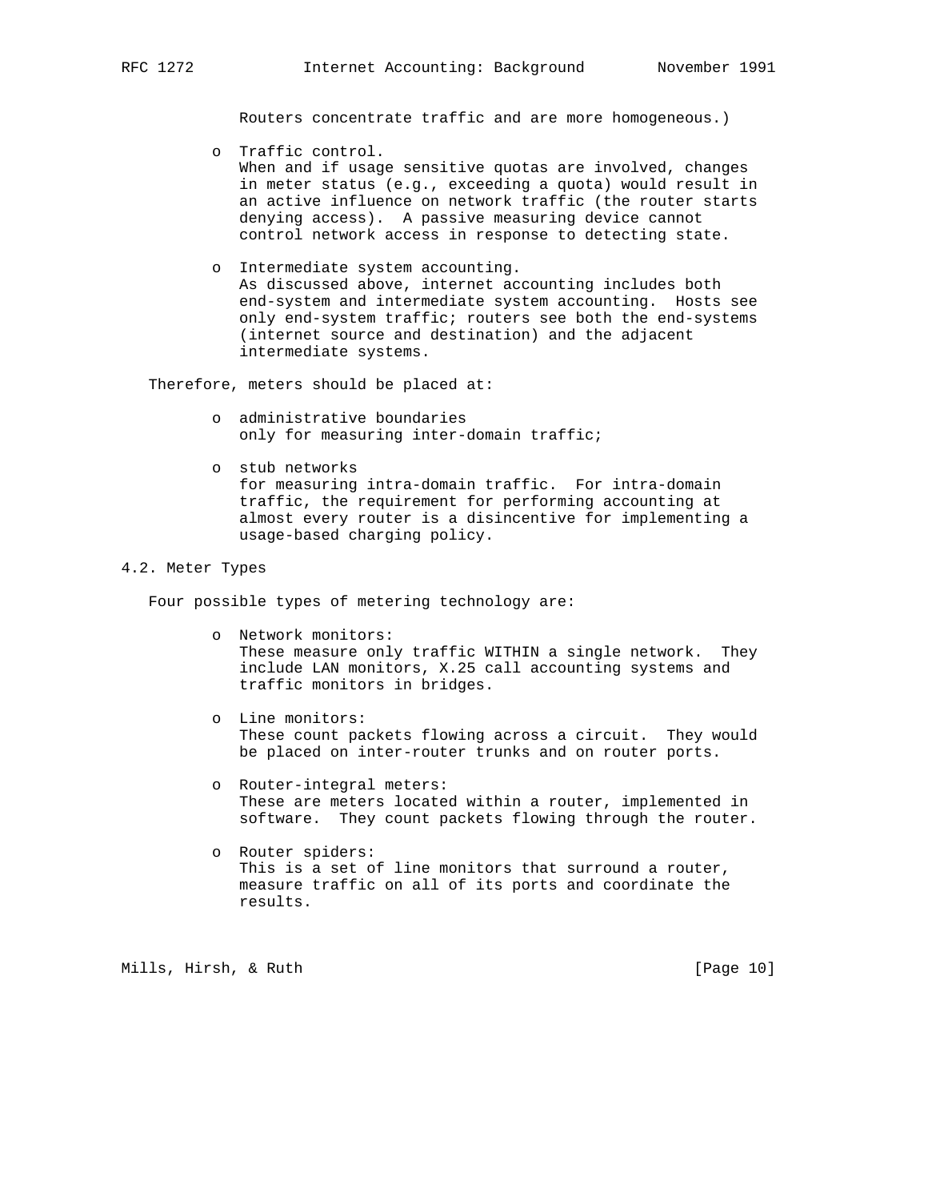Routers concentrate traffic and are more homogeneous.)

- Traffic control.
  When and if usage sensitive quotas are involved, changes in meter status (e.g., exceeding a quota) would result in an active influence on network traffic (the router starts denying access). A passive measuring device cannot control network access in response to detecting state.

- Intermediate system accounting.
  As discussed above, internet accounting includes both end-system and intermediate system accounting. Hosts see only end-system traffic; routers see both the end-systems (internet source and destination) and the adjacent intermediate systems.

Therefore, meters should be placed at:

- administrative boundaries
  only for measuring inter-domain traffic;

- stub networks
  for measuring intra-domain traffic. For intra-domain traffic, the requirement for performing accounting at almost every router is a disincentive for implementing a usage-based charging policy.

## 4.2. Meter Types

Four possible types of metering technology are:

- Network monitors:
  These measure only traffic WITHIN a single network. They include LAN monitors, X.25 call accounting systems and traffic monitors in bridges.

- Line monitors:
  These count packets flowing across a circuit. They would be placed on inter-router trunks and on router ports.

- Router-integral meters:
  These are meters located within a router, implemented in software. They count packets flowing through the router.

- Router spiders:
  This is a set of line monitors that surround a router, measure traffic on all of its ports and coordinate the results.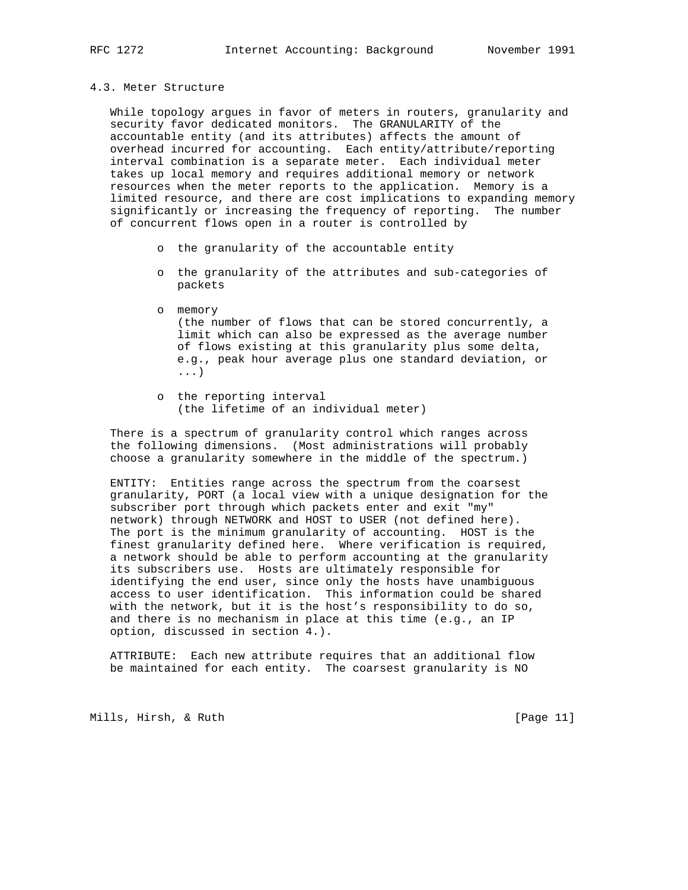### 4.3. Meter Structure

While topology argues in favor of meters in routers, granularity and security favor dedicated monitors. The GRANULARITY of the accountable entity (and its attributes) affects the amount of overhead incurred for accounting. Each entity/attribute/reporting interval combination is a separate meter. Each individual meter takes up local memory and requires additional memory or network resources when the meter reports to the application. Memory is a limited resource, and there are cost implications to expanding memory significantly or increasing the frequency of reporting. The number of concurrent flows open in a router is controlled by

- the granularity of the accountable entity
- the granularity of the attributes and sub-categories of packets
- memory
  (the number of flows that can be stored concurrently, a limit which can also be expressed as the average number of flows existing at this granularity plus some delta, e.g., peak hour average plus one standard deviation, or ...)
- the reporting interval
  (the lifetime of an individual meter)

There is a spectrum of granularity control which ranges across the following dimensions. (Most administrations will probably choose a granularity somewhere in the middle of the spectrum.)

ENTITY: Entities range across the spectrum from the coarsest granularity, PORT (a local view with a unique designation for the subscriber port through which packets enter and exit "my" network) through NETWORK and HOST to USER (not defined here). The port is the minimum granularity of accounting. HOST is the finest granularity defined here. Where verification is required, a network should be able to perform accounting at the granularity its subscribers use. Hosts are ultimately responsible for identifying the end user, since only the hosts have unambiguous access to user identification. This information could be shared with the network, but it is the host's responsibility to do so, and there is no mechanism in place at this time (e.g., an IP option, discussed in section 4.).

ATTRIBUTE: Each new attribute requires that an additional flow be maintained for each entity. The coarsest granularity is NO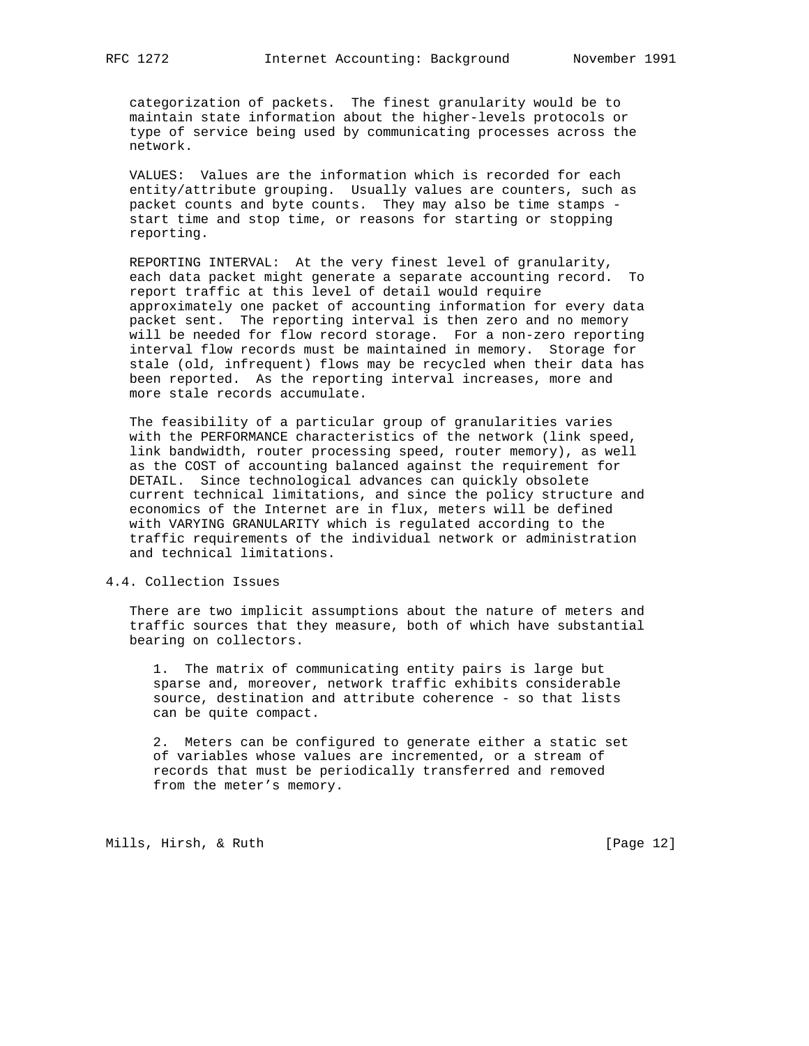categorization of packets. The finest granularity would be to maintain state information about the higher-levels protocols or type of service being used by communicating processes across the network.

VALUES: Values are the information which is recorded for each entity/attribute grouping. Usually values are counters, such as packet counts and byte counts. They may also be time stamps - start time and stop time, or reasons for starting or stopping reporting.

REPORTING INTERVAL: At the very finest level of granularity, each data packet might generate a separate accounting record. To report traffic at this level of detail would require approximately one packet of accounting information for every data packet sent. The reporting interval is then zero and no memory will be needed for flow record storage. For a non-zero reporting interval flow records must be maintained in memory. Storage for stale (old, infrequent) flows may be recycled when their data has been reported. As the reporting interval increases, more and more stale records accumulate.

The feasibility of a particular group of granularities varies with the PERFORMANCE characteristics of the network (link speed, link bandwidth, router processing speed, router memory), as well as the COST of accounting balanced against the requirement for DETAIL. Since technological advances can quickly obsolete current technical limitations, and since the policy structure and economics of the Internet are in flux, meters will be defined with VARYING GRANULARITY which is regulated according to the traffic requirements of the individual network or administration and technical limitations.

## 4.4. Collection Issues

There are two implicit assumptions about the nature of meters and traffic sources that they measure, both of which have substantial bearing on collectors.

1. The matrix of communicating entity pairs is large but sparse and, moreover, network traffic exhibits considerable source, destination and attribute coherence - so that lists can be quite compact.

2. Meters can be configured to generate either a static set of variables whose values are incremented, or a stream of records that must be periodically transferred and removed from the meter's memory.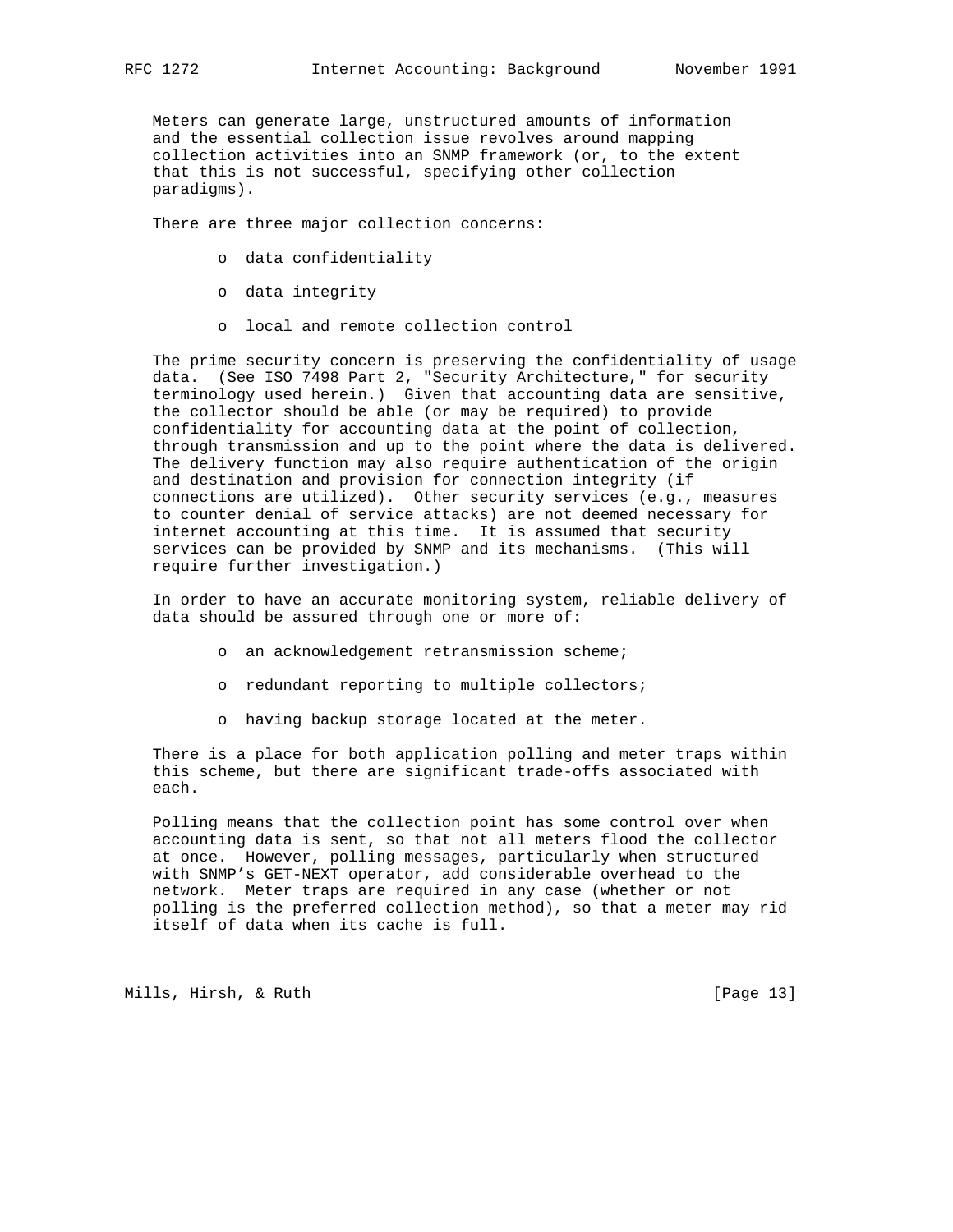Meters can generate large, unstructured amounts of information and the essential collection issue revolves around mapping collection activities into an SNMP framework (or, to the extent that this is not successful, specifying other collection paradigms).

There are three major collection concerns:

- data confidentiality
- data integrity
- local and remote collection control

The prime security concern is preserving the confidentiality of usage data. (See ISO 7498 Part 2, "Security Architecture," for security terminology used herein.) Given that accounting data are sensitive, the collector should be able (or may be required) to provide confidentiality for accounting data at the point of collection, through transmission and up to the point where the data is delivered. The delivery function may also require authentication of the origin and destination and provision for connection integrity (if connections are utilized). Other security services (e.g., measures to counter denial of service attacks) are not deemed necessary for internet accounting at this time. It is assumed that security services can be provided by SNMP and its mechanisms. (This will require further investigation.)

In order to have an accurate monitoring system, reliable delivery of data should be assured through one or more of:

- an acknowledgement retransmission scheme;
- redundant reporting to multiple collectors;
- having backup storage located at the meter.

There is a place for both application polling and meter traps within this scheme, but there are significant trade-offs associated with each.

Polling means that the collection point has some control over when accounting data is sent, so that not all meters flood the collector at once. However, polling messages, particularly when structured with SNMP's GET-NEXT operator, add considerable overhead to the network. Meter traps are required in any case (whether or not polling is the preferred collection method), so that a meter may rid itself of data when its cache is full.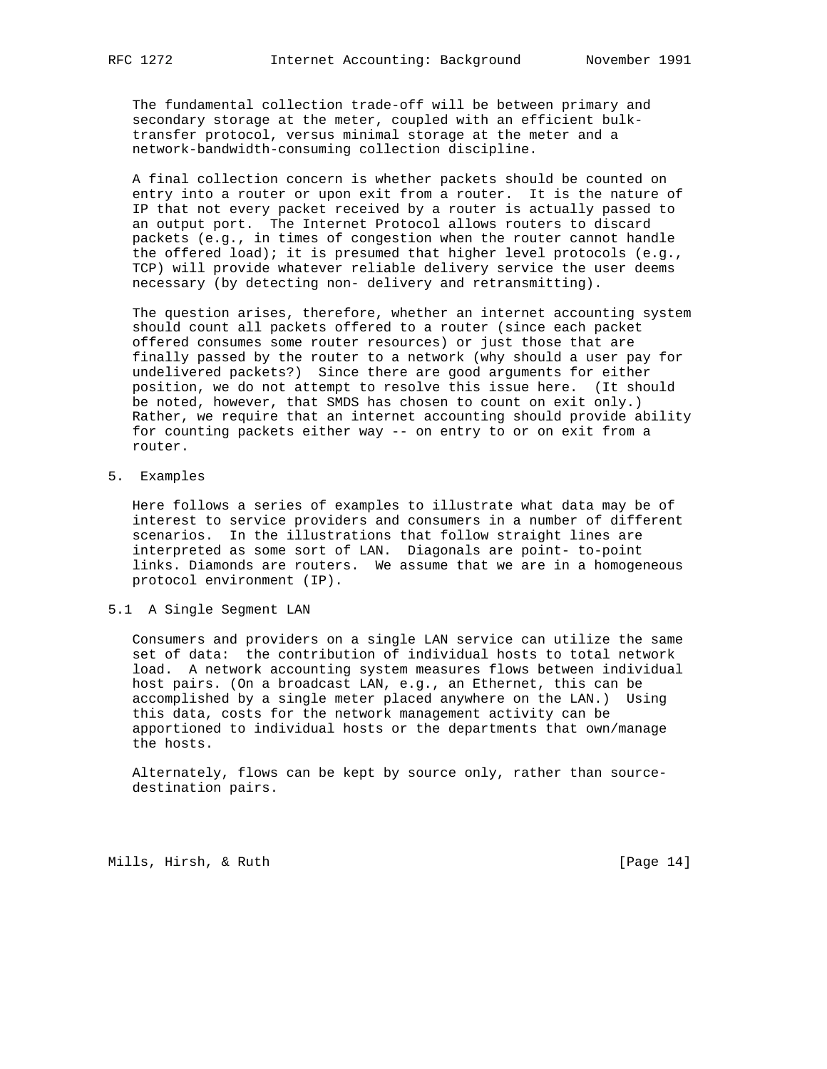The fundamental collection trade-off will be between primary and secondary storage at the meter, coupled with an efficient bulk-transfer protocol, versus minimal storage at the meter and a network-bandwidth-consuming collection discipline.

A final collection concern is whether packets should be counted on entry into a router or upon exit from a router. It is the nature of IP that not every packet received by a router is actually passed to an output port. The Internet Protocol allows routers to discard packets (e.g., in times of congestion when the router cannot handle the offered load); it is presumed that higher level protocols (e.g., TCP) will provide whatever reliable delivery service the user deems necessary (by detecting non- delivery and retransmitting).

The question arises, therefore, whether an internet accounting system should count all packets offered to a router (since each packet offered consumes some router resources) or just those that are finally passed by the router to a network (why should a user pay for undelivered packets?) Since there are good arguments for either position, we do not attempt to resolve this issue here. (It should be noted, however, that SMDS has chosen to count on exit only.) Rather, we require that an internet accounting should provide ability for counting packets either way -- on entry to or on exit from a router.

## 5. Examples

Here follows a series of examples to illustrate what data may be of interest to service providers and consumers in a number of different scenarios. In the illustrations that follow straight lines are interpreted as some sort of LAN. Diagonals are point- to-point links. Diamonds are routers. We assume that we are in a homogeneous protocol environment (IP).

### 5.1 A Single Segment LAN

Consumers and providers on a single LAN service can utilize the same set of data: the contribution of individual hosts to total network load. A network accounting system measures flows between individual host pairs. (On a broadcast LAN, e.g., an Ethernet, this can be accomplished by a single meter placed anywhere on the LAN.) Using this data, costs for the network management activity can be apportioned to individual hosts or the departments that own/manage the hosts.

Alternately, flows can be kept by source only, rather than source-destination pairs.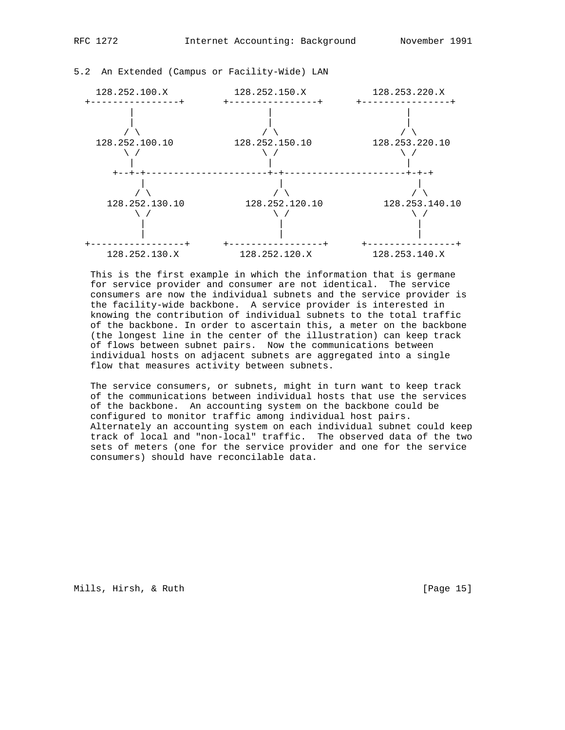### 5.2 An Extended (Campus or Facility-Wide) LAN

```
   128.252.100.X          128.252.150.X          128.253.220.X
 +----------------+      +----------------+      +----------------+
        |                       |                       |
        |                       |                       |
       / \                     / \                     / \
   128.252.100.10         128.252.150.10          128.253.220.10
       \ /                     \ /                     \ /
        |                       |                       |
     +--+-+---------------------+-+--------------------+-+-+
          |                       |                       |
         / \                     / \                     / \
     128.252.130.10         128.252.120.10         128.253.140.10
         \ /                     \ /                     \ /
          |                       |                       |
          |                       |                       |
 +-----------------+     +-----------------+     +----------------+
     128.252.130.X          128.252.120.X          128.253.140.X
```

This is the first example in which the information that is germane for service provider and consumer are not identical. The service consumers are now the individual subnets and the service provider is the facility-wide backbone. A service provider is interested in knowing the contribution of individual subnets to the total traffic of the backbone. In order to ascertain this, a meter on the backbone (the longest line in the center of the illustration) can keep track of flows between subnet pairs. Now the communications between individual hosts on adjacent subnets are aggregated into a single flow that measures activity between subnets.

The service consumers, or subnets, might in turn want to keep track of the communications between individual hosts that use the services of the backbone. An accounting system on the backbone could be configured to monitor traffic among individual host pairs. Alternately an accounting system on each individual subnet could keep track of local and "non-local" traffic. The observed data of the two sets of meters (one for the service provider and one for the service consumers) should have reconcilable data.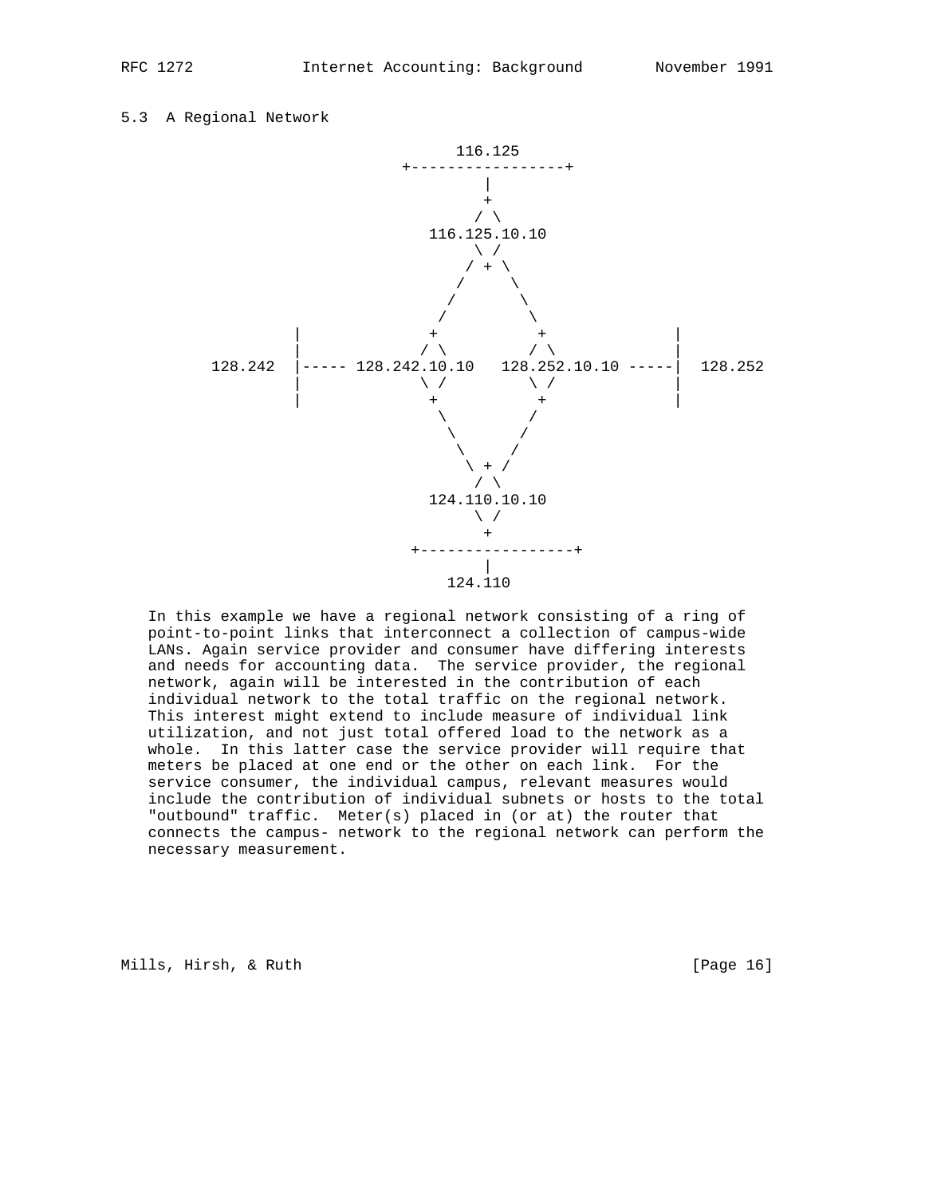### 5.3 A Regional Network

```
                                116.125
                           +-----------------+
                                    |
                                    +
                                   / \
                              116.125.10.10
                                   \ /
                                  / + \
                                 /     \
                                /       \
                               /         \
               |              +           +              |
               |             / \         / \             |
      128.242  |----- 128.242.10.10   128.252.10.10 -----|  128.252
               |             \ /         \ /             |
               |              +           +              |
                               \         /
                                \       /
                                 \     /
                                  \ + /
                                   / \
                              124.110.10.10
                                   \ /
                                    +
                           +-----------------+
                                    |
                                 124.110
```

In this example we have a regional network consisting of a ring of point-to-point links that interconnect a collection of campus-wide LANs. Again service provider and consumer have differing interests and needs for accounting data. The service provider, the regional network, again will be interested in the contribution of each individual network to the total traffic on the regional network. This interest might extend to include measure of individual link utilization, and not just total offered load to the network as a whole. In this latter case the service provider will require that meters be placed at one end or the other on each link. For the service consumer, the individual campus, relevant measures would include the contribution of individual subnets or hosts to the total "outbound" traffic. Meter(s) placed in (or at) the router that connects the campus- network to the regional network can perform the necessary measurement.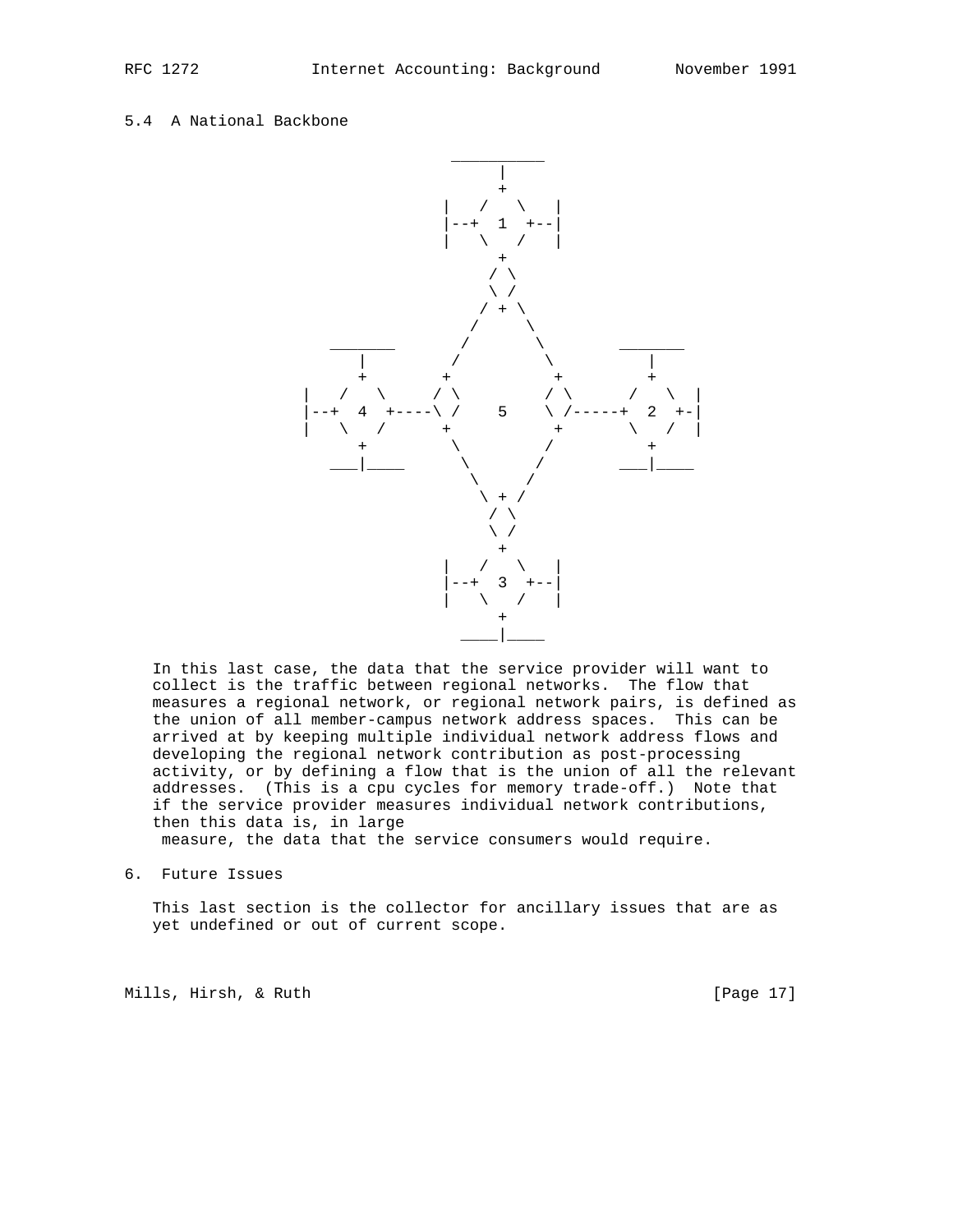### 5.4 A National Backbone

```
                          __________
                               |
                               +
                          |   /   \   |
                          |--+  1  +--|
                          |   \   /   |
                               +
                              / \
                              \ /
                             / + \
                            /     \
              _______      /       \       _______
                 |        /         \         |
                 +       +           +        +
             |  /  \    / \         / \     /   \  |
             |--+  4  +----\ /    5    \ /-----+  2  +-|
             |  \  /      +           +      \   /  |
                 +         \         /        +
              ___|____      \       /      ___|____
                             \     /
                              \ + /
                               / \
                               \ /
                                +
                          |   /   \   |
                          |--+  3  +--|
                          |   \   /   |
                               +
                           ____|____
```

In this last case, the data that the service provider will want to collect is the traffic between regional networks. The flow that measures a regional network, or regional network pairs, is defined as the union of all member-campus network address spaces. This can be arrived at by keeping multiple individual network address flows and developing the regional network contribution as post-processing activity, or by defining a flow that is the union of all the relevant addresses. (This is a cpu cycles for memory trade-off.) Note that if the service provider measures individual network contributions, then this data is, in large measure, the data that the service consumers would require.

## 6. Future Issues

This last section is the collector for ancillary issues that are as yet undefined or out of current scope.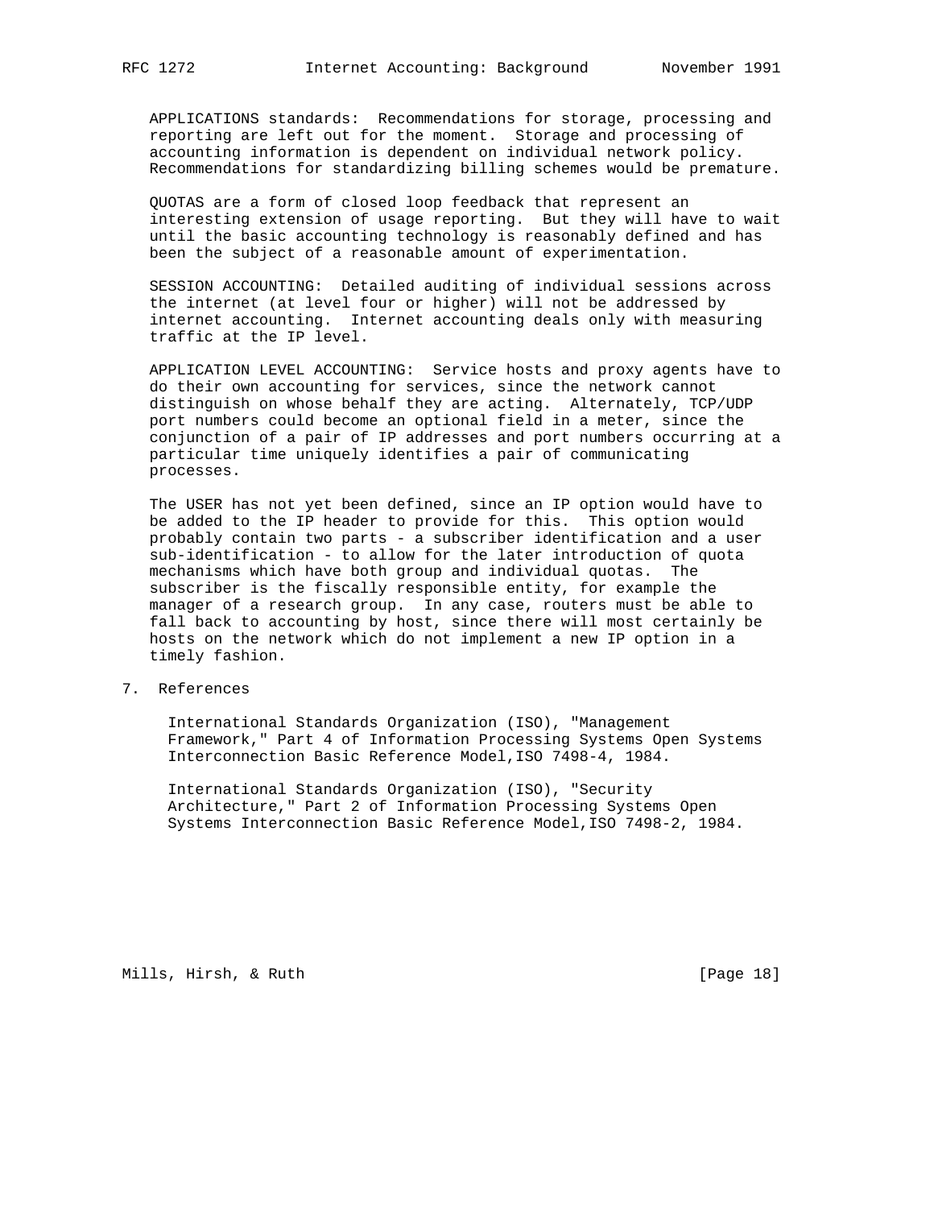APPLICATIONS standards: Recommendations for storage, processing and reporting are left out for the moment. Storage and processing of accounting information is dependent on individual network policy. Recommendations for standardizing billing schemes would be premature.

QUOTAS are a form of closed loop feedback that represent an interesting extension of usage reporting. But they will have to wait until the basic accounting technology is reasonably defined and has been the subject of a reasonable amount of experimentation.

SESSION ACCOUNTING: Detailed auditing of individual sessions across the internet (at level four or higher) will not be addressed by internet accounting. Internet accounting deals only with measuring traffic at the IP level.

APPLICATION LEVEL ACCOUNTING: Service hosts and proxy agents have to do their own accounting for services, since the network cannot distinguish on whose behalf they are acting. Alternately, TCP/UDP port numbers could become an optional field in a meter, since the conjunction of a pair of IP addresses and port numbers occurring at a particular time uniquely identifies a pair of communicating processes.

The USER has not yet been defined, since an IP option would have to be added to the IP header to provide for this. This option would probably contain two parts - a subscriber identification and a user sub-identification - to allow for the later introduction of quota mechanisms which have both group and individual quotas. The subscriber is the fiscally responsible entity, for example the manager of a research group. In any case, routers must be able to fall back to accounting by host, since there will most certainly be hosts on the network which do not implement a new IP option in a timely fashion.

## 7. References

International Standards Organization (ISO), "Management Framework," Part 4 of Information Processing Systems Open Systems Interconnection Basic Reference Model,ISO 7498-4, 1984.

International Standards Organization (ISO), "Security Architecture," Part 2 of Information Processing Systems Open Systems Interconnection Basic Reference Model,ISO 7498-2, 1984.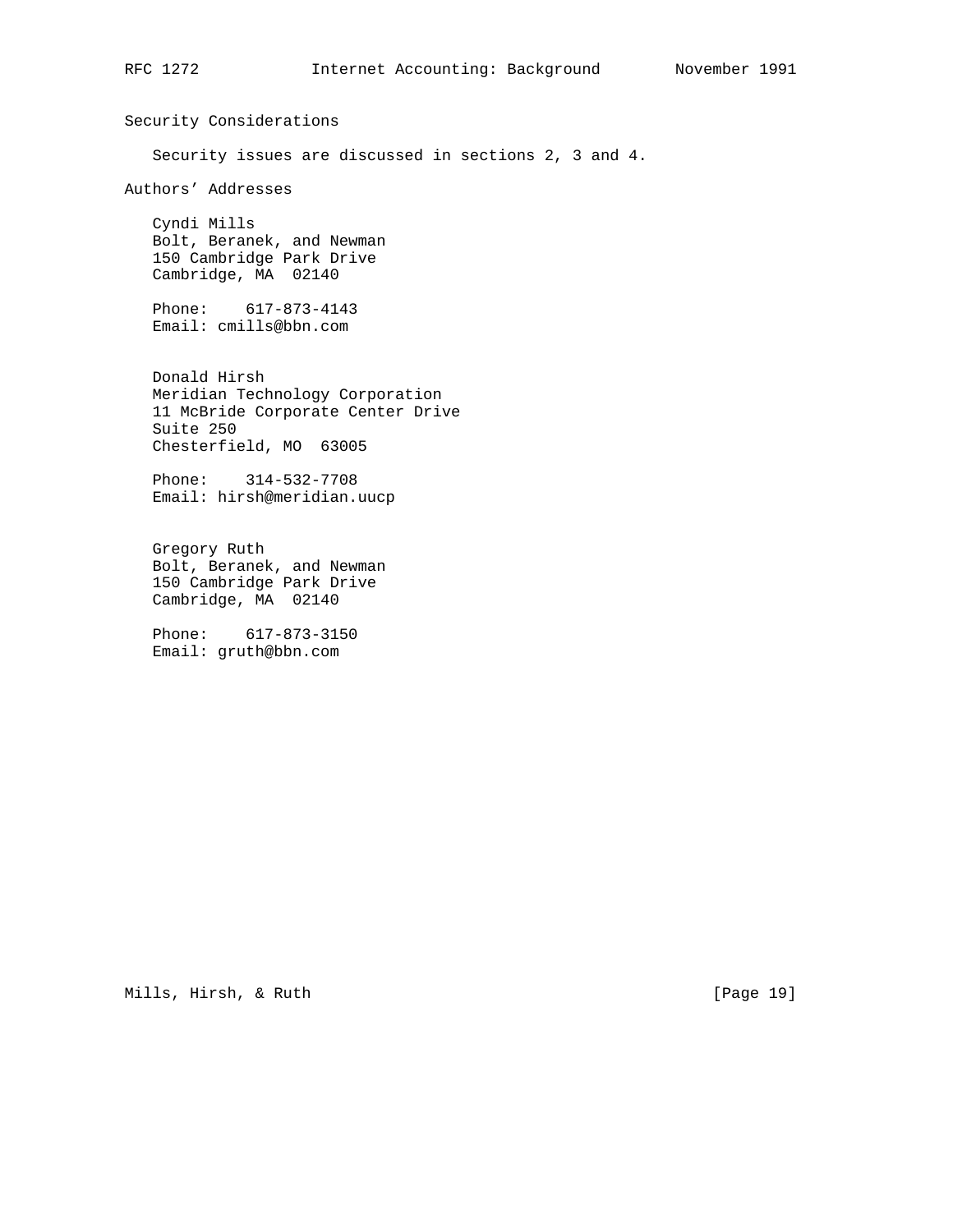## Security Considerations

Security issues are discussed in sections 2, 3 and 4.

## Authors' Addresses

Cyndi Mills
Bolt, Beranek, and Newman
150 Cambridge Park Drive
Cambridge, MA  02140

Phone:    617-873-4143
Email: cmills@bbn.com

Donald Hirsh
Meridian Technology Corporation
11 McBride Corporate Center Drive
Suite 250
Chesterfield, MO  63005

Phone:    314-532-7708
Email: hirsh@meridian.uucp

Gregory Ruth
Bolt, Beranek, and Newman
150 Cambridge Park Drive
Cambridge, MA  02140

Phone:    617-873-3150
Email: gruth@bbn.com